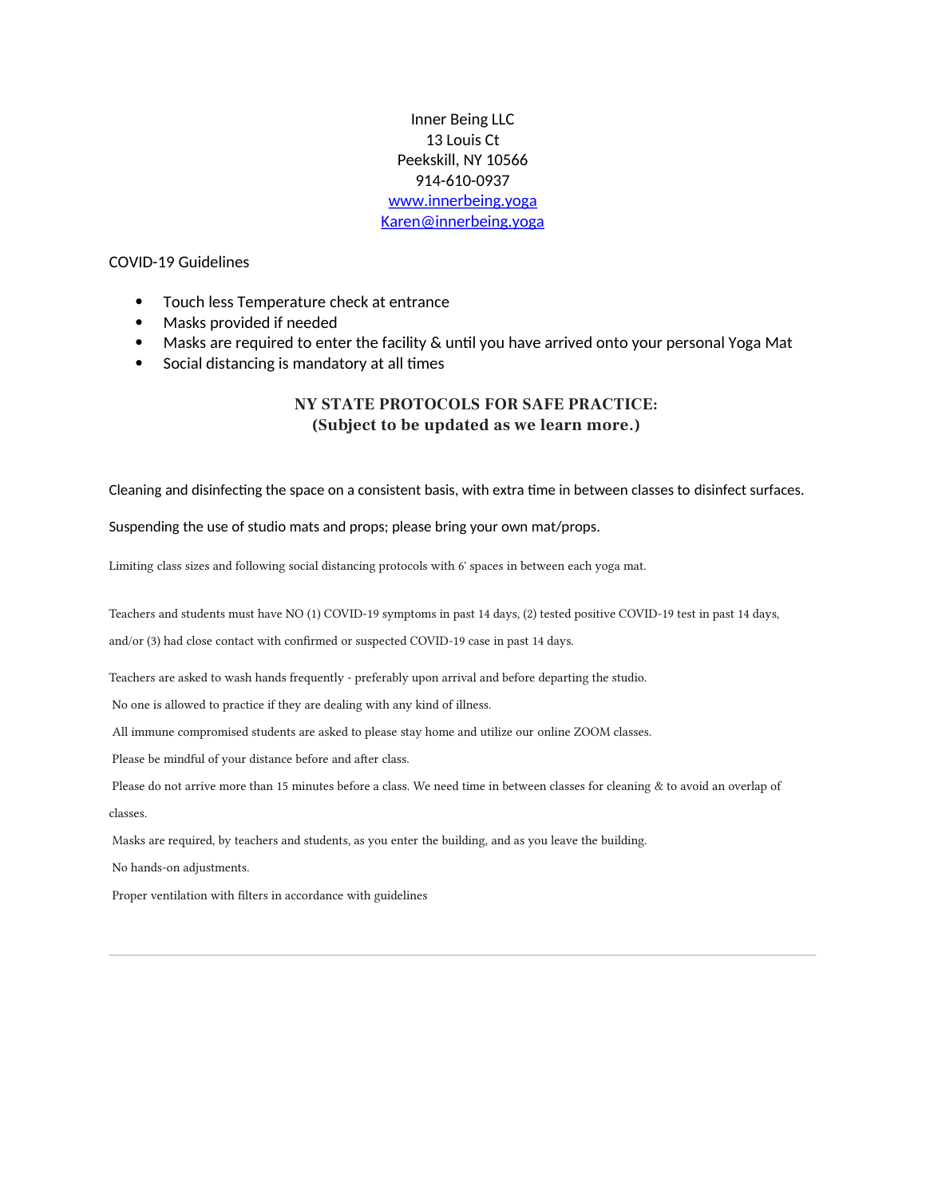Inner Being LLC
13 Louis Ct
Peekskill, NY 10566
914-610-0937
[www.innerbeing.yoga](http://www.innerbeing.yoga)
[Karen@innerbeing.yoga](mailto:Karen@innerbeing.yoga)

COVID-19 Guidelines

- Touch less Temperature check at entrance
- Masks provided if needed
- Masks are required to enter the facility & until you have arrived onto your personal Yoga Mat
- Social distancing is mandatory at all times

## NY STATE PROTOCOLS FOR SAFE PRACTICE:
## (Subject to be updated as we learn more.)

Cleaning and disinfecting the space on a consistent basis, with extra time in between classes to disinfect surfaces.

Suspending the use of studio mats and props; please bring your own mat/props.

Limiting class sizes and following social distancing protocols with 6' spaces in between each yoga mat.

Teachers and students must have NO (1) COVID-19 symptoms in past 14 days, (2) tested positive COVID-19 test in past 14 days, and/or (3) had close contact with confirmed or suspected COVID-19 case in past 14 days.

Teachers are asked to wash hands frequently - preferably upon arrival and before departing the studio.

No one is allowed to practice if they are dealing with any kind of illness.

All immune compromised students are asked to please stay home and utilize our online ZOOM classes.

Please be mindful of your distance before and after class.

Please do not arrive more than 15 minutes before a class. We need time in between classes for cleaning & to avoid an overlap of classes.

Masks are required, by teachers and students, as you enter the building, and as you leave the building.

No hands-on adjustments.

Proper ventilation with filters in accordance with guidelines

---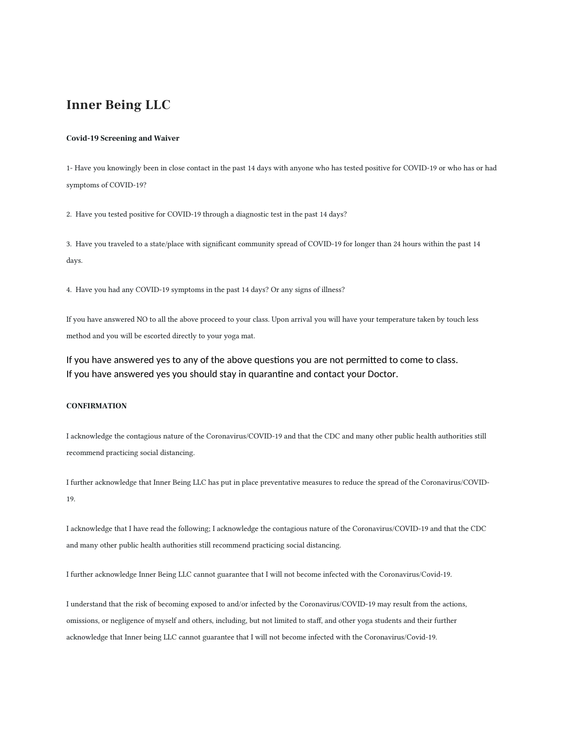# Inner Being LLC

**Covid-19 Screening and Waiver**

1- Have you knowingly been in close contact in the past 14 days with anyone who has tested positive for COVID-19 or who has or had symptoms of COVID-19?

2. Have you tested positive for COVID-19 through a diagnostic test in the past 14 days?

3. Have you traveled to a state/place with significant community spread of COVID-19 for longer than 24 hours within the past 14 days.

4. Have you had any COVID-19 symptoms in the past 14 days? Or any signs of illness?

If you have answered NO to all the above proceed to your class. Upon arrival you will have your temperature taken by touch less method and you will be escorted directly to your yoga mat.

If you have answered yes to any of the above questions you are not permitted to come to class.
If you have answered yes you should stay in quarantine and contact your Doctor.

**CONFIRMATION**

I acknowledge the contagious nature of the Coronavirus/COVID-19 and that the CDC and many other public health authorities still recommend practicing social distancing.

I further acknowledge that Inner Being LLC has put in place preventative measures to reduce the spread of the Coronavirus/COVID-19.

I acknowledge that I have read the following; I acknowledge the contagious nature of the Coronavirus/COVID-19 and that the CDC and many other public health authorities still recommend practicing social distancing.

I further acknowledge Inner Being LLC cannot guarantee that I will not become infected with the Coronavirus/Covid-19.

I understand that the risk of becoming exposed to and/or infected by the Coronavirus/COVID-19 may result from the actions, omissions, or negligence of myself and others, including, but not limited to staff, and other yoga students and their further acknowledge that Inner being LLC cannot guarantee that I will not become infected with the Coronavirus/Covid-19.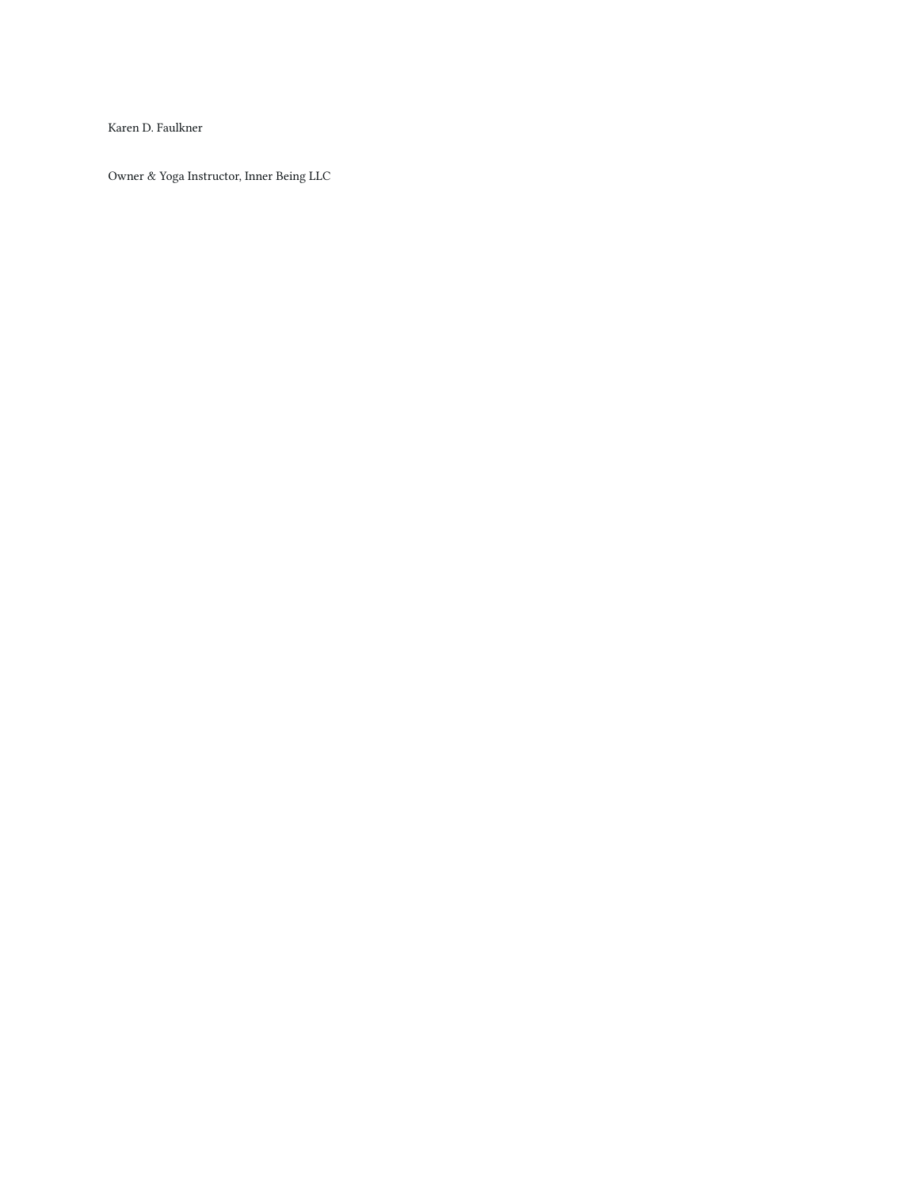Karen D. Faulkner

Owner & Yoga Instructor, Inner Being LLC